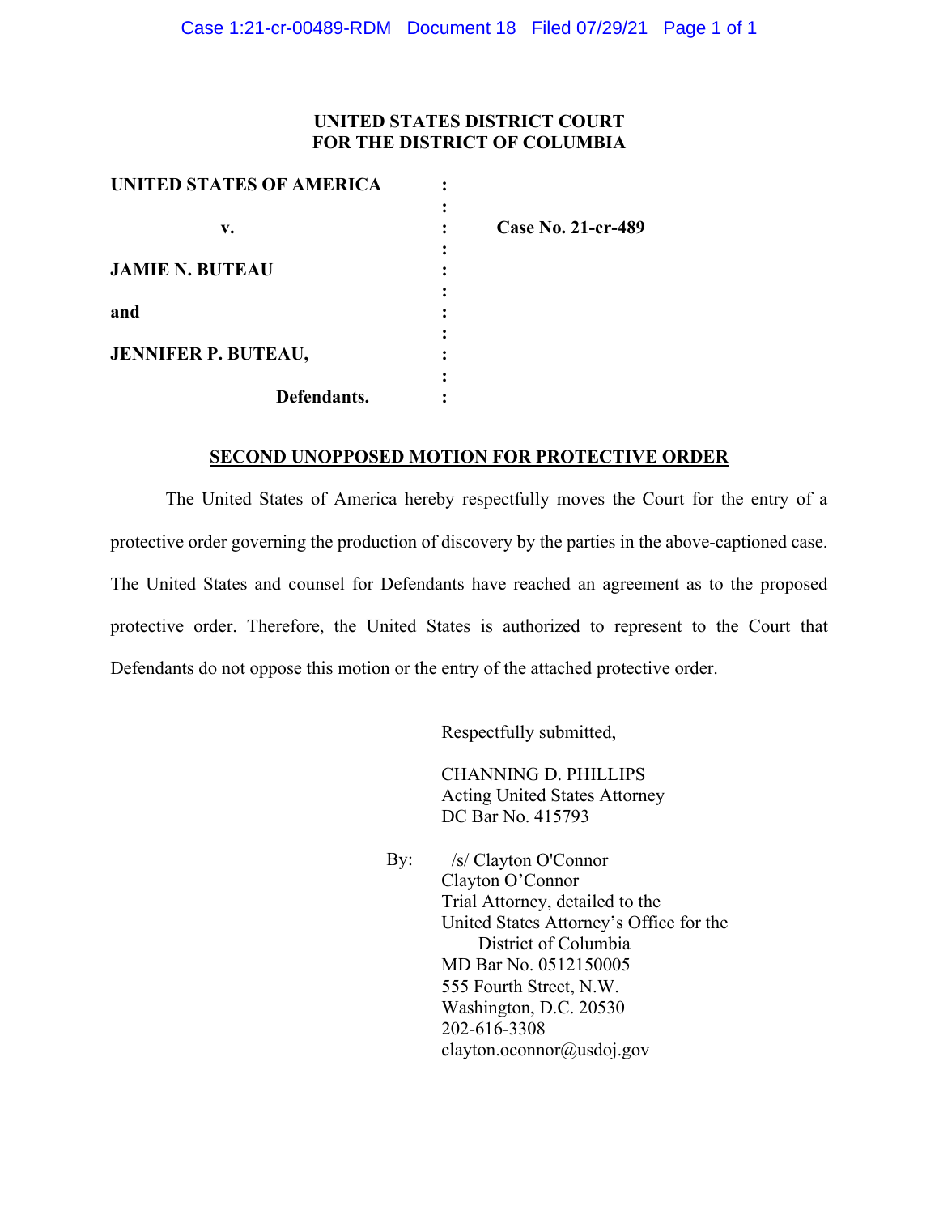**UNITED STATES DISTRICT COURT**
**FOR THE DISTRICT OF COLUMBIA**

| | | |
|---|---|---|
| **UNITED STATES OF AMERICA** | : | |
| | : | |
| **v.** | : | **Case No. 21-cr-489** |
| | : | |
| **JAMIE N. BUTEAU** | : | |
| | : | |
| **and** | : | |
| | : | |
| **JENNIFER P. BUTEAU,** | : | |
| | : | |
| **Defendants.** | : | |

## SECOND UNOPPOSED MOTION FOR PROTECTIVE ORDER

The United States of America hereby respectfully moves the Court for the entry of a protective order governing the production of discovery by the parties in the above-captioned case. The United States and counsel for Defendants have reached an agreement as to the proposed protective order. Therefore, the United States is authorized to represent to the Court that Defendants do not oppose this motion or the entry of the attached protective order.

Respectfully submitted,

CHANNING D. PHILLIPS
Acting United States Attorney
DC Bar No. 415793

By: /s/ Clayton O'Connor
Clayton O'Connor
Trial Attorney, detailed to the
United States Attorney's Office for the
District of Columbia
MD Bar No. 0512150005
555 Fourth Street, N.W.
Washington, D.C. 20530
202-616-3308
clayton.oconnor@usdoj.gov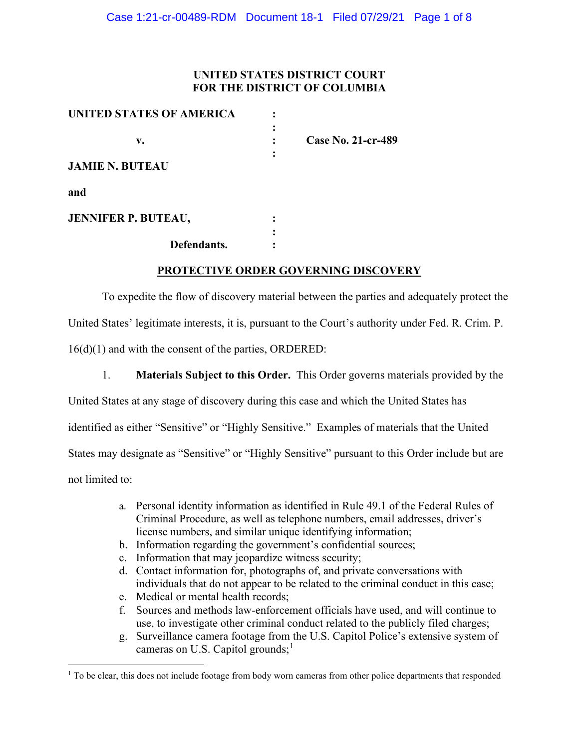**UNITED STATES DISTRICT COURT**
**FOR THE DISTRICT OF COLUMBIA**

| | | |
|---|---|---|
| **UNITED STATES OF AMERICA** | : | |
| | : | |
| **v.** | : | **Case No. 21-cr-489** |
| | : | |
| **JAMIE N. BUTEAU** | | |
| **and** | | |
| **JENNIFER P. BUTEAU,** | : | |
| | : | |
| **Defendants.** | : | |

**PROTECTIVE ORDER GOVERNING DISCOVERY**

To expedite the flow of discovery material between the parties and adequately protect the United States' legitimate interests, it is, pursuant to the Court's authority under Fed. R. Crim. P. 16(d)(1) and with the consent of the parties, ORDERED:

1. **Materials Subject to this Order.** This Order governs materials provided by the United States at any stage of discovery during this case and which the United States has identified as either "Sensitive" or "Highly Sensitive." Examples of materials that the United States may designate as "Sensitive" or "Highly Sensitive" pursuant to this Order include but are not limited to:

   a. Personal identity information as identified in Rule 49.1 of the Federal Rules of Criminal Procedure, as well as telephone numbers, email addresses, driver's license numbers, and similar unique identifying information;
   b. Information regarding the government's confidential sources;
   c. Information that may jeopardize witness security;
   d. Contact information for, photographs of, and private conversations with individuals that do not appear to be related to the criminal conduct in this case;
   e. Medical or mental health records;
   f. Sources and methods law-enforcement officials have used, and will continue to use, to investigate other criminal conduct related to the publicly filed charges;
   g. Surveillance camera footage from the U.S. Capitol Police's extensive system of cameras on U.S. Capitol grounds;[1]

[1] To be clear, this does not include footage from body worn cameras from other police departments that responded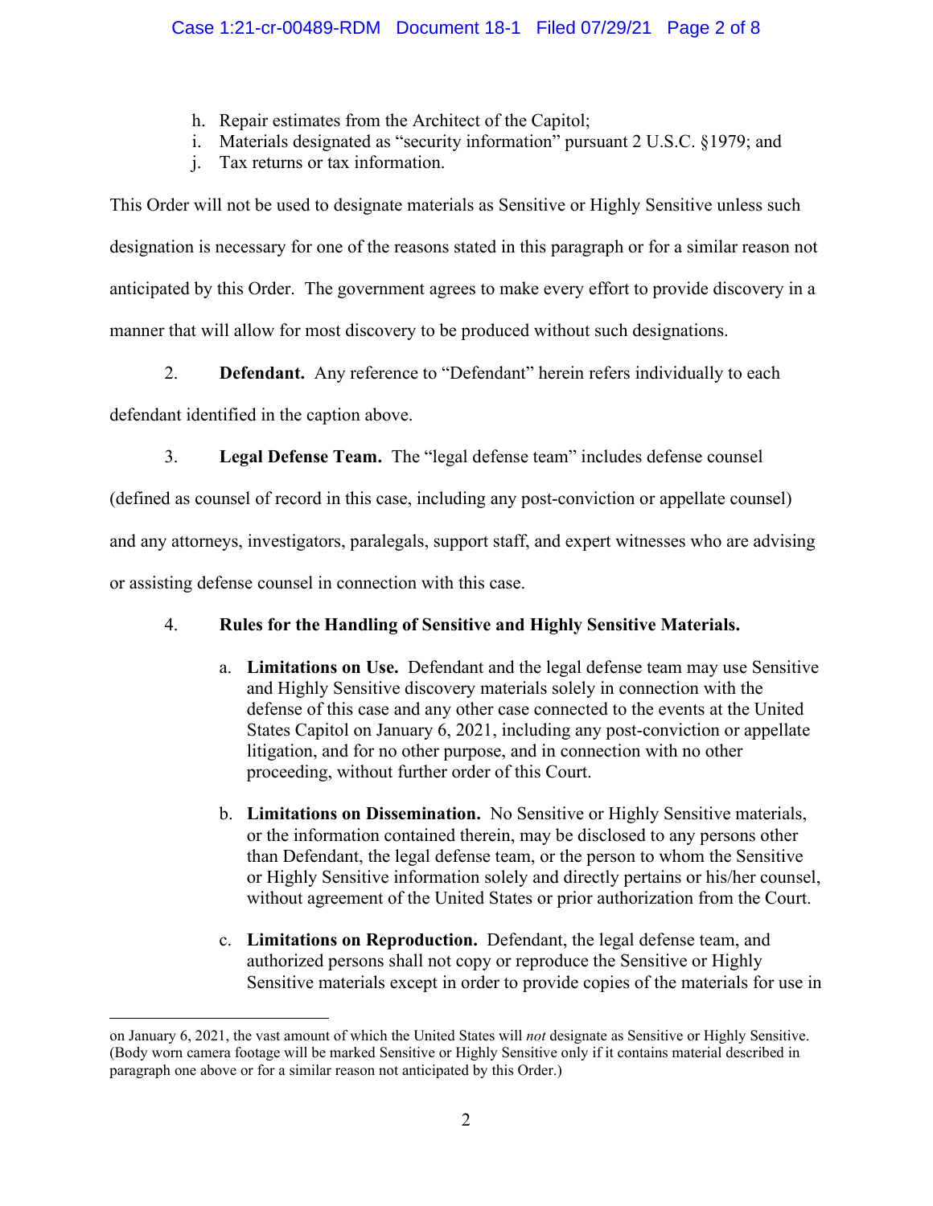h. Repair estimates from the Architect of the Capitol;
i. Materials designated as "security information" pursuant 2 U.S.C. §1979; and
j. Tax returns or tax information.

This Order will not be used to designate materials as Sensitive or Highly Sensitive unless such designation is necessary for one of the reasons stated in this paragraph or for a similar reason not anticipated by this Order. The government agrees to make every effort to provide discovery in a manner that will allow for most discovery to be produced without such designations.

2. **Defendant.** Any reference to "Defendant" herein refers individually to each defendant identified in the caption above.

3. **Legal Defense Team.** The "legal defense team" includes defense counsel (defined as counsel of record in this case, including any post-conviction or appellate counsel) and any attorneys, investigators, paralegals, support staff, and expert witnesses who are advising or assisting defense counsel in connection with this case.

4. **Rules for the Handling of Sensitive and Highly Sensitive Materials.**

a. **Limitations on Use.** Defendant and the legal defense team may use Sensitive and Highly Sensitive discovery materials solely in connection with the defense of this case and any other case connected to the events at the United States Capitol on January 6, 2021, including any post-conviction or appellate litigation, and for no other purpose, and in connection with no other proceeding, without further order of this Court.

b. **Limitations on Dissemination.** No Sensitive or Highly Sensitive materials, or the information contained therein, may be disclosed to any persons other than Defendant, the legal defense team, or the person to whom the Sensitive or Highly Sensitive information solely and directly pertains or his/her counsel, without agreement of the United States or prior authorization from the Court.

c. **Limitations on Reproduction.** Defendant, the legal defense team, and authorized persons shall not copy or reproduce the Sensitive or Highly Sensitive materials except in order to provide copies of the materials for use in

---

on January 6, 2021, the vast amount of which the United States will *not* designate as Sensitive or Highly Sensitive. (Body worn camera footage will be marked Sensitive or Highly Sensitive only if it contains material described in paragraph one above or for a similar reason not anticipated by this Order.)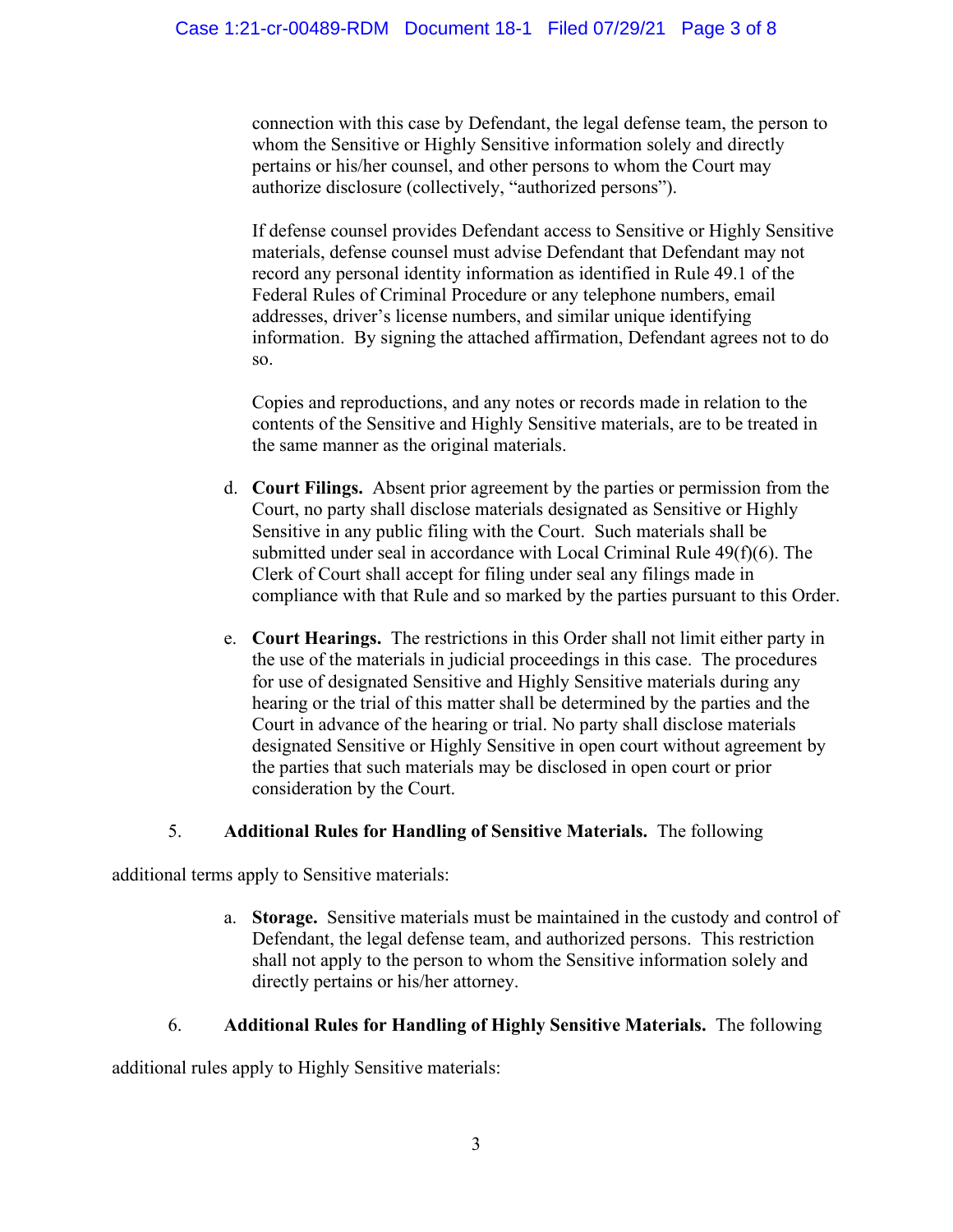connection with this case by Defendant, the legal defense team, the person to whom the Sensitive or Highly Sensitive information solely and directly pertains or his/her counsel, and other persons to whom the Court may authorize disclosure (collectively, "authorized persons").

If defense counsel provides Defendant access to Sensitive or Highly Sensitive materials, defense counsel must advise Defendant that Defendant may not record any personal identity information as identified in Rule 49.1 of the Federal Rules of Criminal Procedure or any telephone numbers, email addresses, driver's license numbers, and similar unique identifying information. By signing the attached affirmation, Defendant agrees not to do so.

Copies and reproductions, and any notes or records made in relation to the contents of the Sensitive and Highly Sensitive materials, are to be treated in the same manner as the original materials.

d. **Court Filings.** Absent prior agreement by the parties or permission from the Court, no party shall disclose materials designated as Sensitive or Highly Sensitive in any public filing with the Court. Such materials shall be submitted under seal in accordance with Local Criminal Rule 49(f)(6). The Clerk of Court shall accept for filing under seal any filings made in compliance with that Rule and so marked by the parties pursuant to this Order.

e. **Court Hearings.** The restrictions in this Order shall not limit either party in the use of the materials in judicial proceedings in this case. The procedures for use of designated Sensitive and Highly Sensitive materials during any hearing or the trial of this matter shall be determined by the parties and the Court in advance of the hearing or trial. No party shall disclose materials designated Sensitive or Highly Sensitive in open court without agreement by the parties that such materials may be disclosed in open court or prior consideration by the Court.

5. **Additional Rules for Handling of Sensitive Materials.** The following additional terms apply to Sensitive materials:

a. **Storage.** Sensitive materials must be maintained in the custody and control of Defendant, the legal defense team, and authorized persons. This restriction shall not apply to the person to whom the Sensitive information solely and directly pertains or his/her attorney.

6. **Additional Rules for Handling of Highly Sensitive Materials.** The following additional rules apply to Highly Sensitive materials: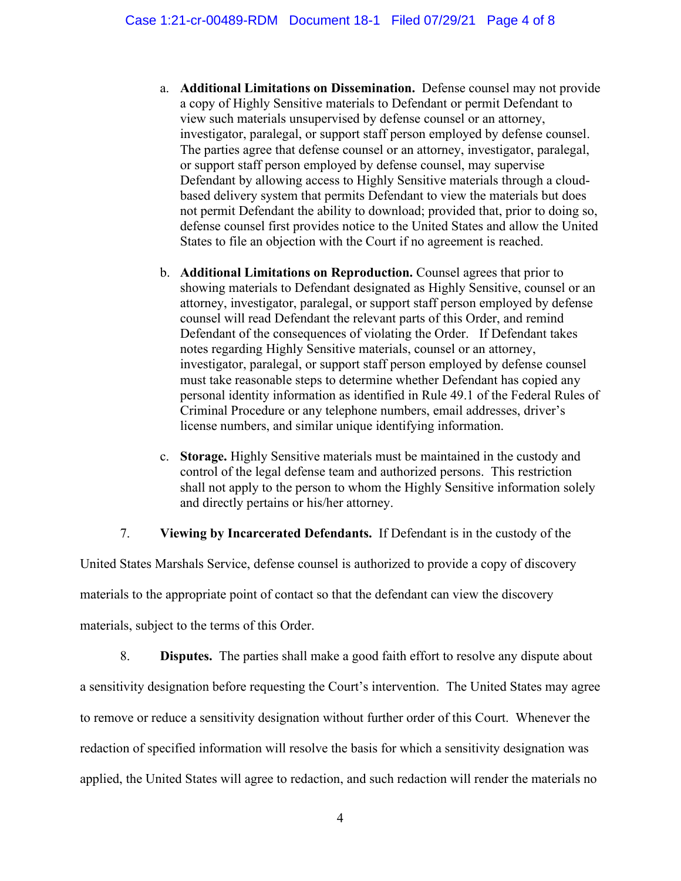a. **Additional Limitations on Dissemination.** Defense counsel may not provide a copy of Highly Sensitive materials to Defendant or permit Defendant to view such materials unsupervised by defense counsel or an attorney, investigator, paralegal, or support staff person employed by defense counsel. The parties agree that defense counsel or an attorney, investigator, paralegal, or support staff person employed by defense counsel, may supervise Defendant by allowing access to Highly Sensitive materials through a cloud-based delivery system that permits Defendant to view the materials but does not permit Defendant the ability to download; provided that, prior to doing so, defense counsel first provides notice to the United States and allow the United States to file an objection with the Court if no agreement is reached.

b. **Additional Limitations on Reproduction.** Counsel agrees that prior to showing materials to Defendant designated as Highly Sensitive, counsel or an attorney, investigator, paralegal, or support staff person employed by defense counsel will read Defendant the relevant parts of this Order, and remind Defendant of the consequences of violating the Order. If Defendant takes notes regarding Highly Sensitive materials, counsel or an attorney, investigator, paralegal, or support staff person employed by defense counsel must take reasonable steps to determine whether Defendant has copied any personal identity information as identified in Rule 49.1 of the Federal Rules of Criminal Procedure or any telephone numbers, email addresses, driver's license numbers, and similar unique identifying information.

c. **Storage.** Highly Sensitive materials must be maintained in the custody and control of the legal defense team and authorized persons. This restriction shall not apply to the person to whom the Highly Sensitive information solely and directly pertains or his/her attorney.

7. **Viewing by Incarcerated Defendants.** If Defendant is in the custody of the United States Marshals Service, defense counsel is authorized to provide a copy of discovery materials to the appropriate point of contact so that the defendant can view the discovery materials, subject to the terms of this Order.

8. **Disputes.** The parties shall make a good faith effort to resolve any dispute about a sensitivity designation before requesting the Court's intervention. The United States may agree to remove or reduce a sensitivity designation without further order of this Court. Whenever the redaction of specified information will resolve the basis for which a sensitivity designation was applied, the United States will agree to redaction, and such redaction will render the materials no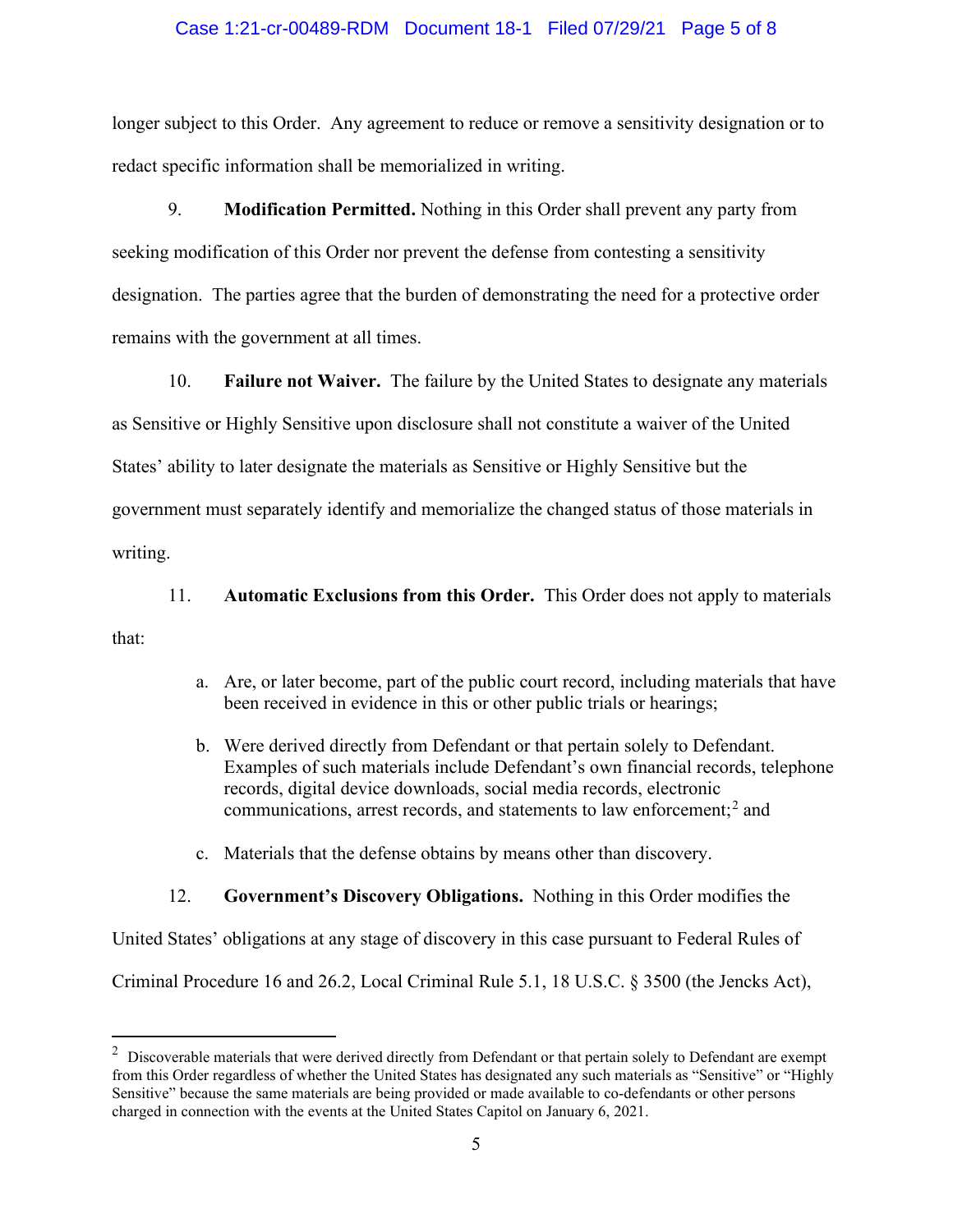longer subject to this Order. Any agreement to reduce or remove a sensitivity designation or to redact specific information shall be memorialized in writing.

9. **Modification Permitted.** Nothing in this Order shall prevent any party from seeking modification of this Order nor prevent the defense from contesting a sensitivity designation. The parties agree that the burden of demonstrating the need for a protective order remains with the government at all times.

10. **Failure not Waiver.** The failure by the United States to designate any materials as Sensitive or Highly Sensitive upon disclosure shall not constitute a waiver of the United States' ability to later designate the materials as Sensitive or Highly Sensitive but the government must separately identify and memorialize the changed status of those materials in writing.

11. **Automatic Exclusions from this Order.** This Order does not apply to materials that:

a. Are, or later become, part of the public court record, including materials that have been received in evidence in this or other public trials or hearings;

b. Were derived directly from Defendant or that pertain solely to Defendant. Examples of such materials include Defendant's own financial records, telephone records, digital device downloads, social media records, electronic communications, arrest records, and statements to law enforcement;[2] and

c. Materials that the defense obtains by means other than discovery.

12. **Government's Discovery Obligations.** Nothing in this Order modifies the United States' obligations at any stage of discovery in this case pursuant to Federal Rules of Criminal Procedure 16 and 26.2, Local Criminal Rule 5.1, 18 U.S.C. § 3500 (the Jencks Act),

[2] Discoverable materials that were derived directly from Defendant or that pertain solely to Defendant are exempt from this Order regardless of whether the United States has designated any such materials as "Sensitive" or "Highly Sensitive" because the same materials are being provided or made available to co-defendants or other persons charged in connection with the events at the United States Capitol on January 6, 2021.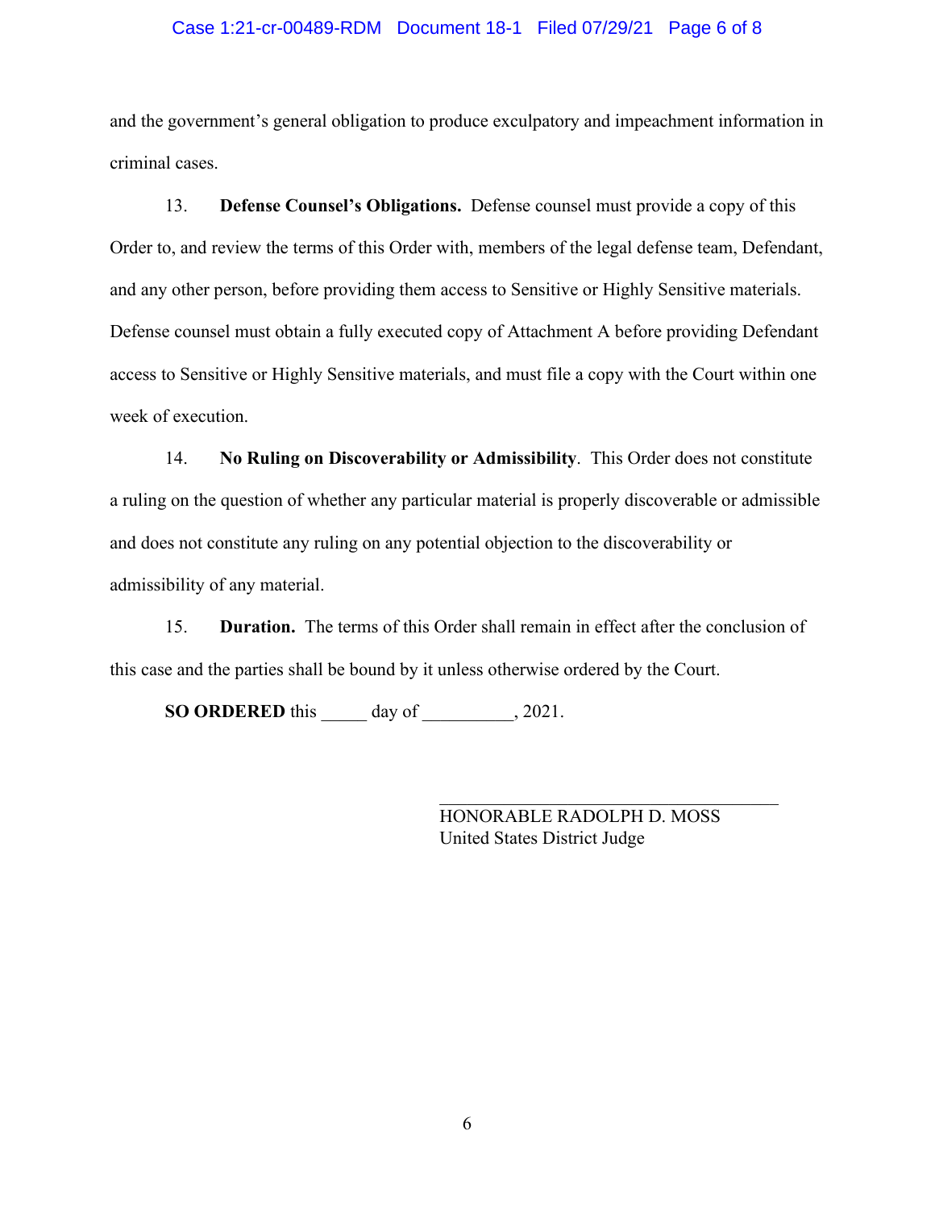and the government's general obligation to produce exculpatory and impeachment information in criminal cases.

13. **Defense Counsel's Obligations.** Defense counsel must provide a copy of this Order to, and review the terms of this Order with, members of the legal defense team, Defendant, and any other person, before providing them access to Sensitive or Highly Sensitive materials. Defense counsel must obtain a fully executed copy of Attachment A before providing Defendant access to Sensitive or Highly Sensitive materials, and must file a copy with the Court within one week of execution.

14. **No Ruling on Discoverability or Admissibility**. This Order does not constitute a ruling on the question of whether any particular material is properly discoverable or admissible and does not constitute any ruling on any potential objection to the discoverability or admissibility of any material.

15. **Duration.** The terms of this Order shall remain in effect after the conclusion of this case and the parties shall be bound by it unless otherwise ordered by the Court.

**SO ORDERED** this _____ day of __________, 2021.

\_\_\_\_\_\_\_\_\_\_\_\_\_\_\_\_\_\_\_\_\_\_\_\_\_\_\_\_\_\_\_\_\_\_\_\_
HONORABLE RADOLPH D. MOSS
United States District Judge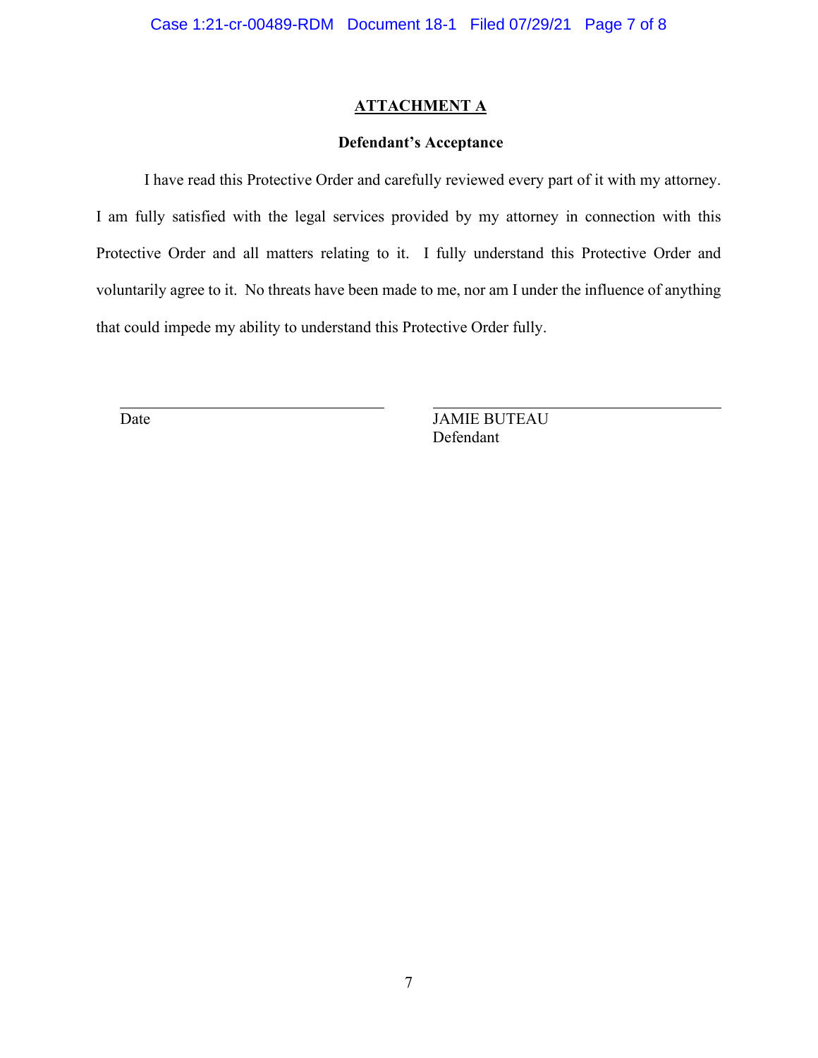## ATTACHMENT A

### Defendant's Acceptance

I have read this Protective Order and carefully reviewed every part of it with my attorney. I am fully satisfied with the legal services provided by my attorney in connection with this Protective Order and all matters relating to it. I fully understand this Protective Order and voluntarily agree to it. No threats have been made to me, nor am I under the influence of anything that could impede my ability to understand this Protective Order fully.

| | |
|---|---|
| \_\_\_\_\_\_\_\_\_\_\_\_\_\_\_\_\_\_\_\_\_\_\_\_\_\_\_\_ | \_\_\_\_\_\_\_\_\_\_\_\_\_\_\_\_\_\_\_\_\_\_\_\_\_\_\_\_ |
| Date | JAMIE BUTEAU<br>Defendant |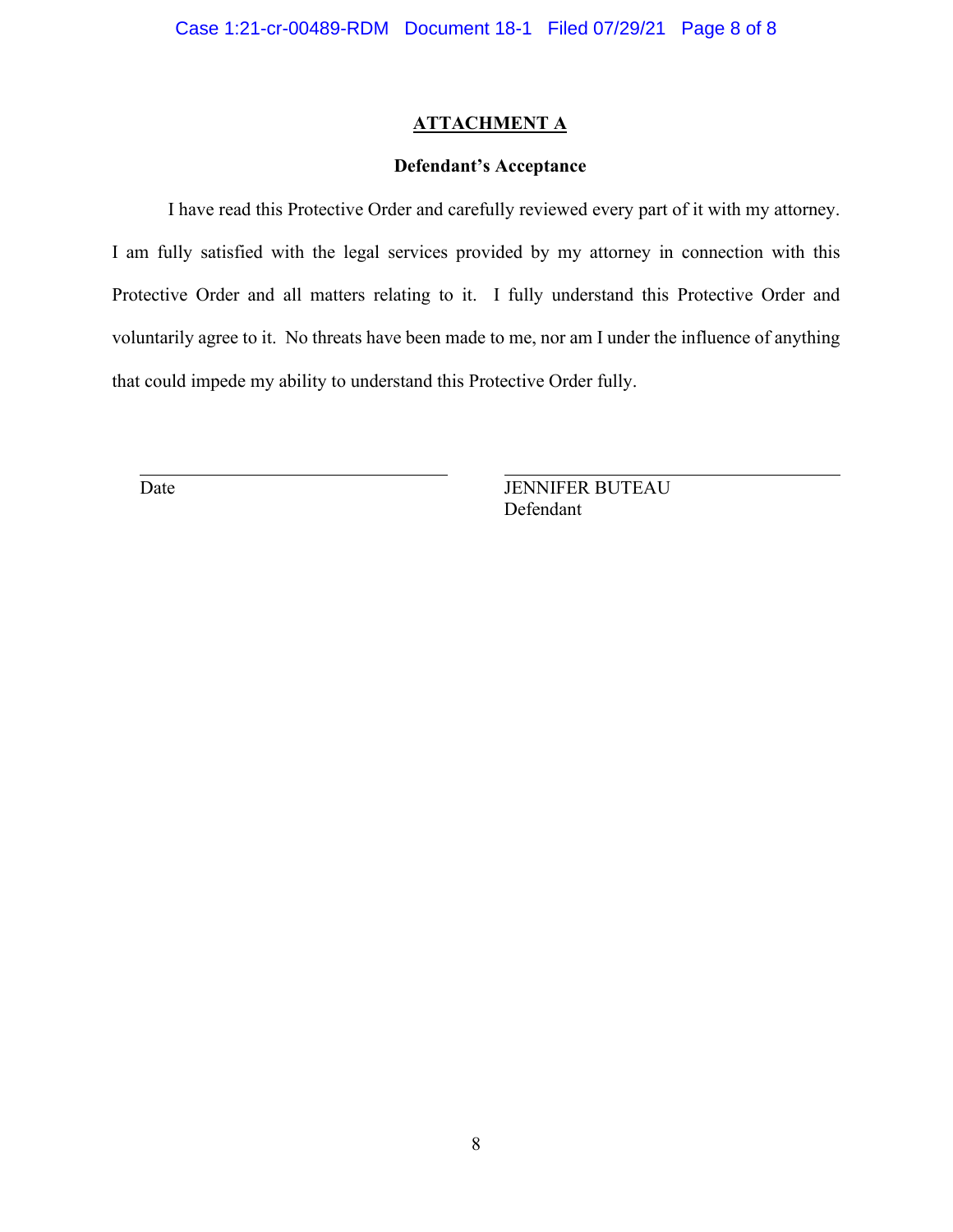## ATTACHMENT A

### Defendant's Acceptance

I have read this Protective Order and carefully reviewed every part of it with my attorney. I am fully satisfied with the legal services provided by my attorney in connection with this Protective Order and all matters relating to it. I fully understand this Protective Order and voluntarily agree to it. No threats have been made to me, nor am I under the influence of anything that could impede my ability to understand this Protective Order fully.

| | |
|---|---|
| \_\_\_\_\_\_\_\_\_\_\_\_\_\_\_\_\_\_\_\_\_\_\_\_ | \_\_\_\_\_\_\_\_\_\_\_\_\_\_\_\_\_\_\_\_\_\_\_\_ |
| Date | JENNIFER BUTEAU<br>Defendant |